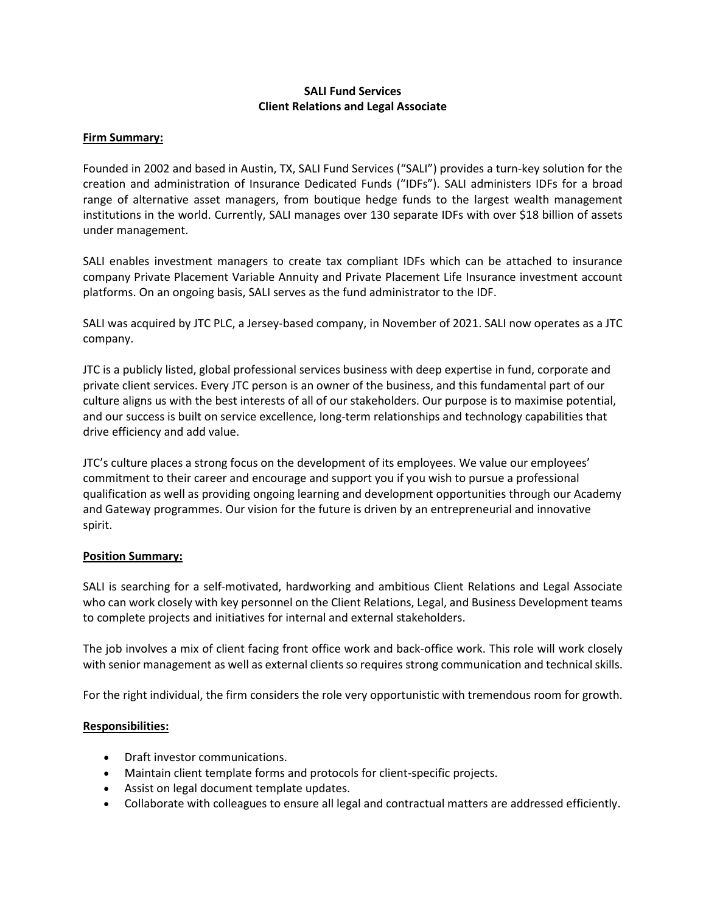# SALI Fund Services
## Client Relations and Legal Associate

**Firm Summary:**

Founded in 2002 and based in Austin, TX, SALI Fund Services ("SALI") provides a turn-key solution for the creation and administration of Insurance Dedicated Funds ("IDFs"). SALI administers IDFs for a broad range of alternative asset managers, from boutique hedge funds to the largest wealth management institutions in the world. Currently, SALI manages over 130 separate IDFs with over $18 billion of assets under management.

SALI enables investment managers to create tax compliant IDFs which can be attached to insurance company Private Placement Variable Annuity and Private Placement Life Insurance investment account platforms. On an ongoing basis, SALI serves as the fund administrator to the IDF.

SALI was acquired by JTC PLC, a Jersey-based company, in November of 2021. SALI now operates as a JTC company.

JTC is a publicly listed, global professional services business with deep expertise in fund, corporate and private client services. Every JTC person is an owner of the business, and this fundamental part of our culture aligns us with the best interests of all of our stakeholders. Our purpose is to maximise potential, and our success is built on service excellence, long-term relationships and technology capabilities that drive efficiency and add value.

JTC's culture places a strong focus on the development of its employees. We value our employees' commitment to their career and encourage and support you if you wish to pursue a professional qualification as well as providing ongoing learning and development opportunities through our Academy and Gateway programmes. Our vision for the future is driven by an entrepreneurial and innovative spirit.

**Position Summary:**

SALI is searching for a self-motivated, hardworking and ambitious Client Relations and Legal Associate who can work closely with key personnel on the Client Relations, Legal, and Business Development teams to complete projects and initiatives for internal and external stakeholders.

The job involves a mix of client facing front office work and back-office work. This role will work closely with senior management as well as external clients so requires strong communication and technical skills.

For the right individual, the firm considers the role very opportunistic with tremendous room for growth.

**Responsibilities:**

- Draft investor communications.
- Maintain client template forms and protocols for client-specific projects.
- Assist on legal document template updates.
- Collaborate with colleagues to ensure all legal and contractual matters are addressed efficiently.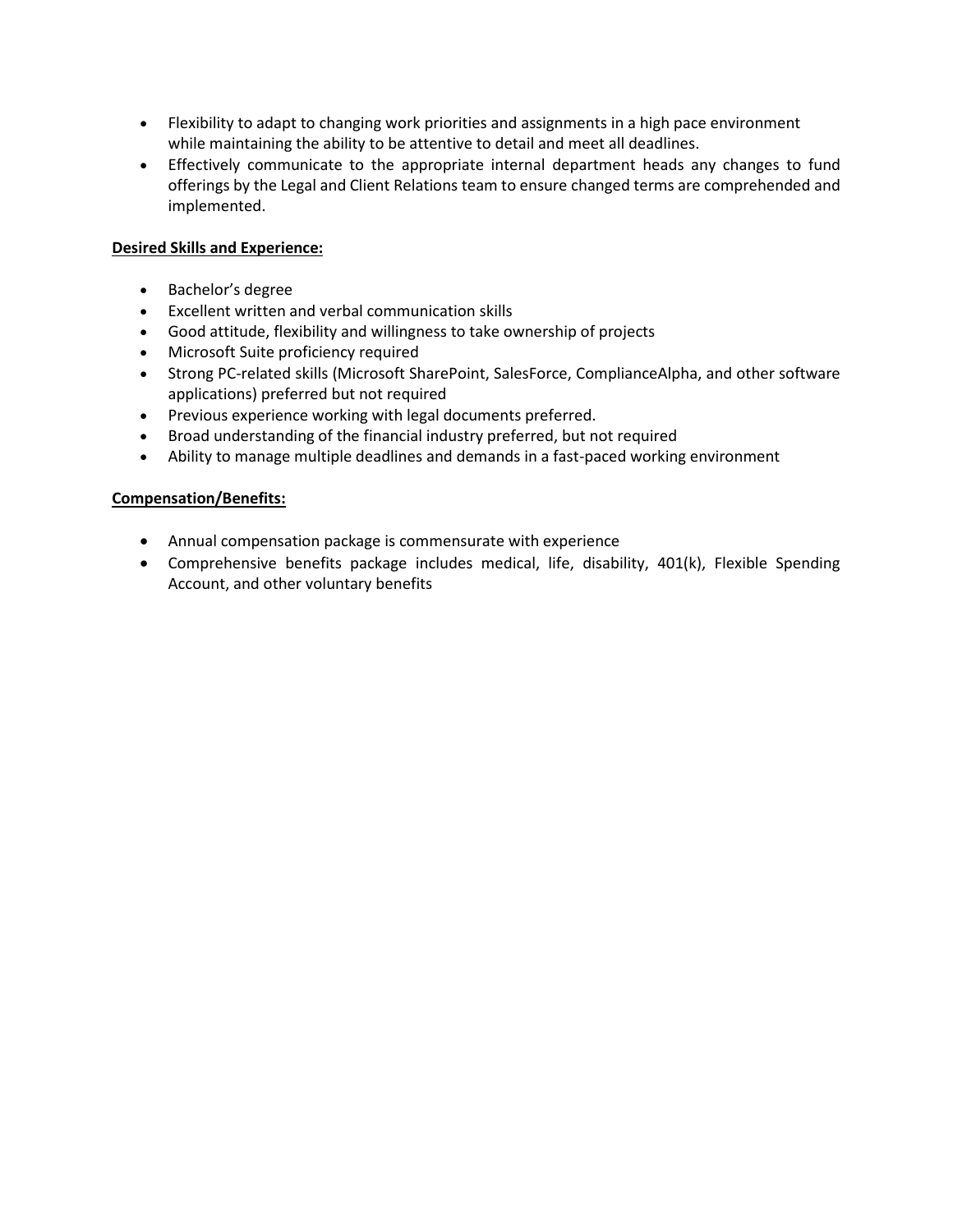- Flexibility to adapt to changing work priorities and assignments in a high pace environment while maintaining the ability to be attentive to detail and meet all deadlines.
- Effectively communicate to the appropriate internal department heads any changes to fund offerings by the Legal and Client Relations team to ensure changed terms are comprehended and implemented.

**Desired Skills and Experience:**

- Bachelor's degree
- Excellent written and verbal communication skills
- Good attitude, flexibility and willingness to take ownership of projects
- Microsoft Suite proficiency required
- Strong PC-related skills (Microsoft SharePoint, SalesForce, ComplianceAlpha, and other software applications) preferred but not required
- Previous experience working with legal documents preferred.
- Broad understanding of the financial industry preferred, but not required
- Ability to manage multiple deadlines and demands in a fast-paced working environment

**Compensation/Benefits:**

- Annual compensation package is commensurate with experience
- Comprehensive benefits package includes medical, life, disability, 401(k), Flexible Spending Account, and other voluntary benefits